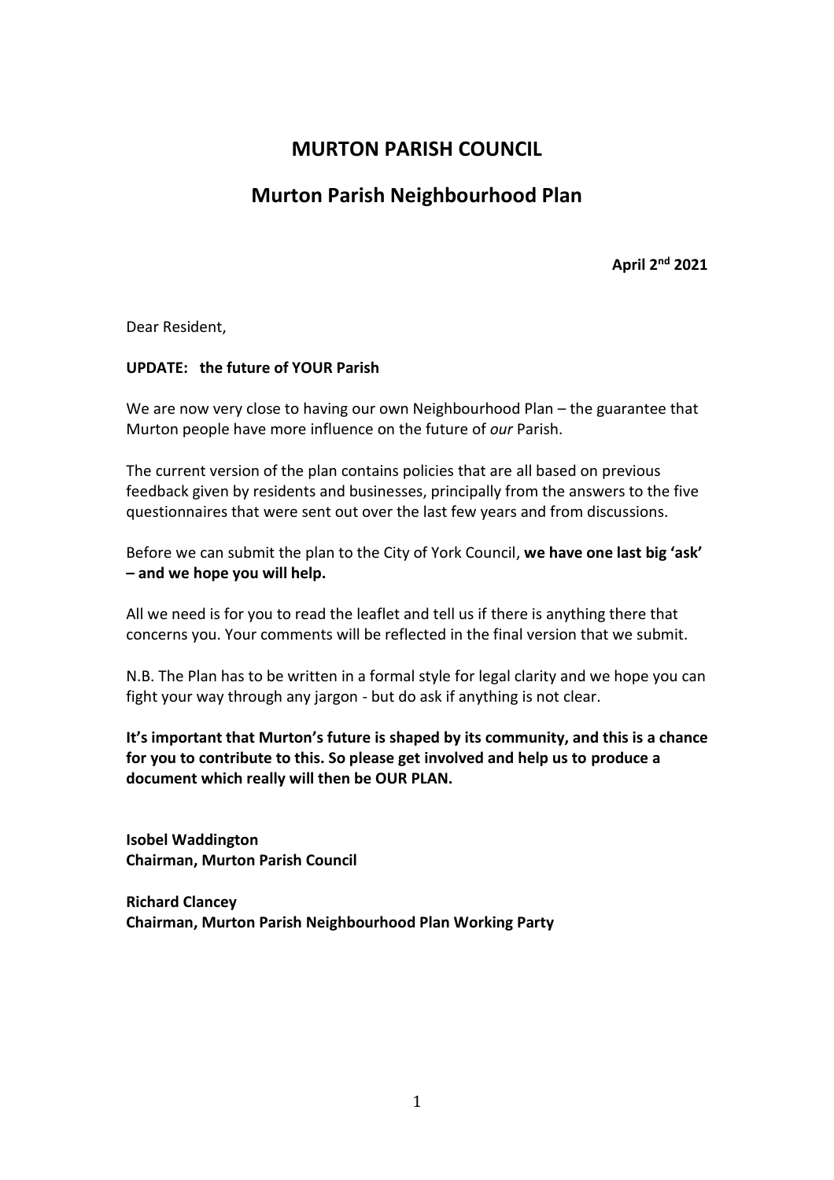# MURTON PARISH COUNCIL

## Murton Parish Neighbourhood Plan

**April 2nd 2021**

Dear Resident,

**UPDATE: the future of YOUR Parish**

We are now very close to having our own Neighbourhood Plan – the guarantee that Murton people have more influence on the future of *our* Parish.

The current version of the plan contains policies that are all based on previous feedback given by residents and businesses, principally from the answers to the five questionnaires that were sent out over the last few years and from discussions.

Before we can submit the plan to the City of York Council, **we have one last big 'ask' – and we hope you will help.**

All we need is for you to read the leaflet and tell us if there is anything there that concerns you. Your comments will be reflected in the final version that we submit.

N.B. The Plan has to be written in a formal style for legal clarity and we hope you can fight your way through any jargon - but do ask if anything is not clear.

**It's important that Murton's future is shaped by its community, and this is a chance for you to contribute to this. So please get involved and help us to produce a document which really will then be OUR PLAN.**

**Isobel Waddington**
**Chairman, Murton Parish Council**

**Richard Clancey**
**Chairman, Murton Parish Neighbourhood Plan Working Party**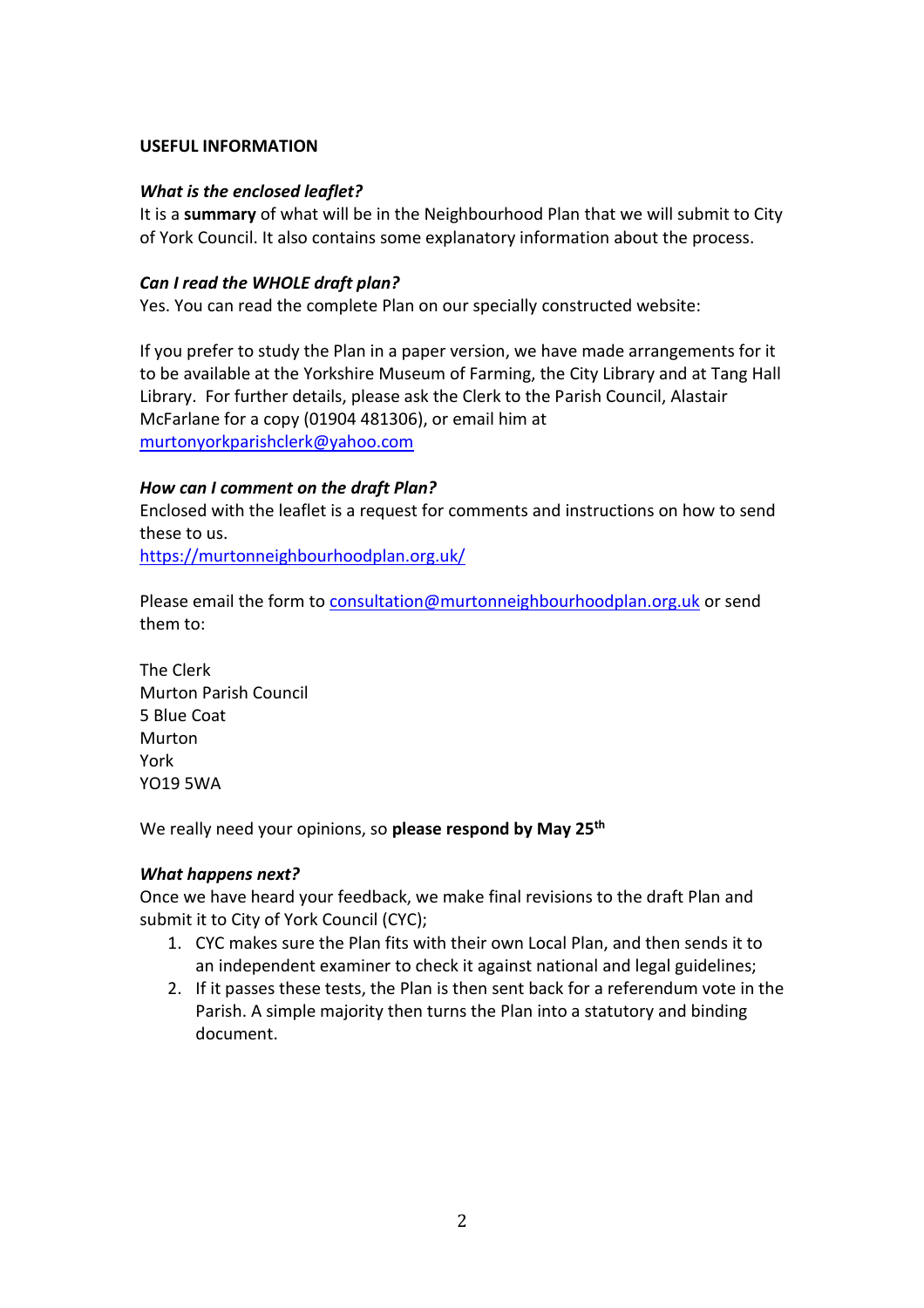**USEFUL INFORMATION**

***What is the enclosed leaflet?***

It is a **summary** of what will be in the Neighbourhood Plan that we will submit to City of York Council. It also contains some explanatory information about the process.

***Can I read the WHOLE draft plan?***

Yes. You can read the complete Plan on our specially constructed website:

If you prefer to study the Plan in a paper version, we have made arrangements for it to be available at the Yorkshire Museum of Farming, the City Library and at Tang Hall Library. For further details, please ask the Clerk to the Parish Council, Alastair McFarlane for a copy (01904 481306), or email him at murtonyorkparishclerk@yahoo.com

***How can I comment on the draft Plan?***

Enclosed with the leaflet is a request for comments and instructions on how to send these to us.
https://murtonneighbourhoodplan.org.uk/

Please email the form to consultation@murtonneighbourhoodplan.org.uk or send them to:

The Clerk
Murton Parish Council
5 Blue Coat
Murton
York
YO19 5WA

We really need your opinions, so **please respond by May 25th**

***What happens next?***

Once we have heard your feedback, we make final revisions to the draft Plan and submit it to City of York Council (CYC);

1. CYC makes sure the Plan fits with their own Local Plan, and then sends it to an independent examiner to check it against national and legal guidelines;
2. If it passes these tests, the Plan is then sent back for a referendum vote in the Parish. A simple majority then turns the Plan into a statutory and binding document.